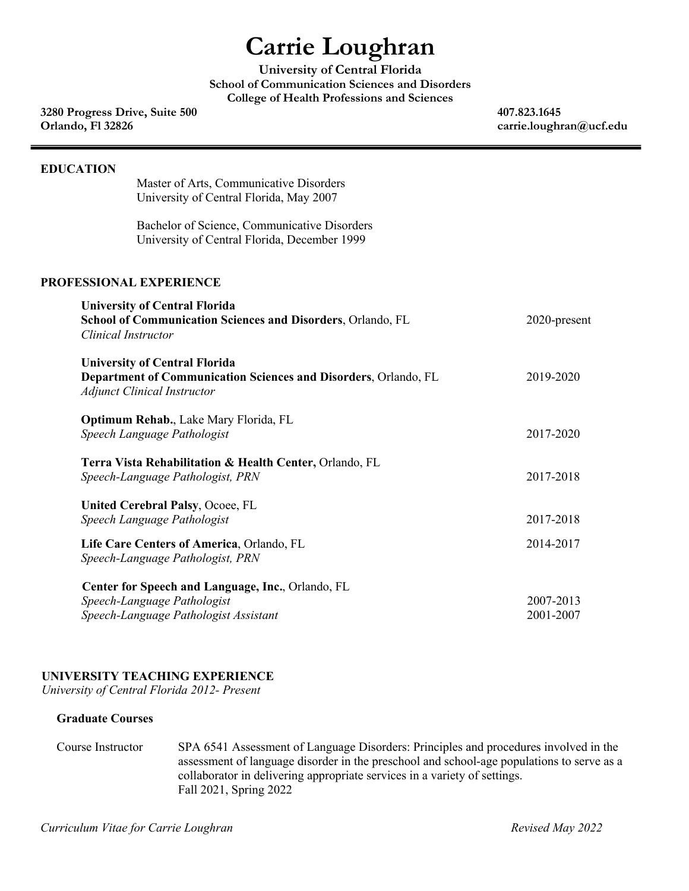# Carrie Loughran

**University of Central Florida**
**School of Communication Sciences and Disorders**
**College of Health Professions and Sciences**

**3280 Progress Drive, Suite 500**
**Orlando, Fl 32826**

**407.823.1645**
**carrie.loughran@ucf.edu**

---

## EDUCATION

Master of Arts, Communicative Disorders
University of Central Florida, May 2007

Bachelor of Science, Communicative Disorders
University of Central Florida, December 1999

## PROFESSIONAL EXPERIENCE

**University of Central Florida**
**School of Communication Sciences and Disorders**, Orlando, FL — 2020-present
*Clinical Instructor*

**University of Central Florida**
**Department of Communication Sciences and Disorders**, Orlando, FL — 2019-2020
*Adjunct Clinical Instructor*

**Optimum Rehab.**, Lake Mary Florida, FL
*Speech Language Pathologist* — 2017-2020

**Terra Vista Rehabilitation & Health Center,** Orlando, FL
*Speech-Language Pathologist, PRN* — 2017-2018

**United Cerebral Palsy**, Ocoee, FL
*Speech Language Pathologist* — 2017-2018

**Life Care Centers of America**, Orlando, FL — 2014-2017
*Speech-Language Pathologist, PRN*

**Center for Speech and Language, Inc.**, Orlando, FL
*Speech-Language Pathologist* — 2007-2013
*Speech-Language Pathologist Assistant* — 2001-2007

## UNIVERSITY TEACHING EXPERIENCE

*University of Central Florida 2012- Present*

### Graduate Courses

Course Instructor — SPA 6541 Assessment of Language Disorders: Principles and procedures involved in the assessment of language disorder in the preschool and school-age populations to serve as a collaborator in delivering appropriate services in a variety of settings.
Fall 2021, Spring 2022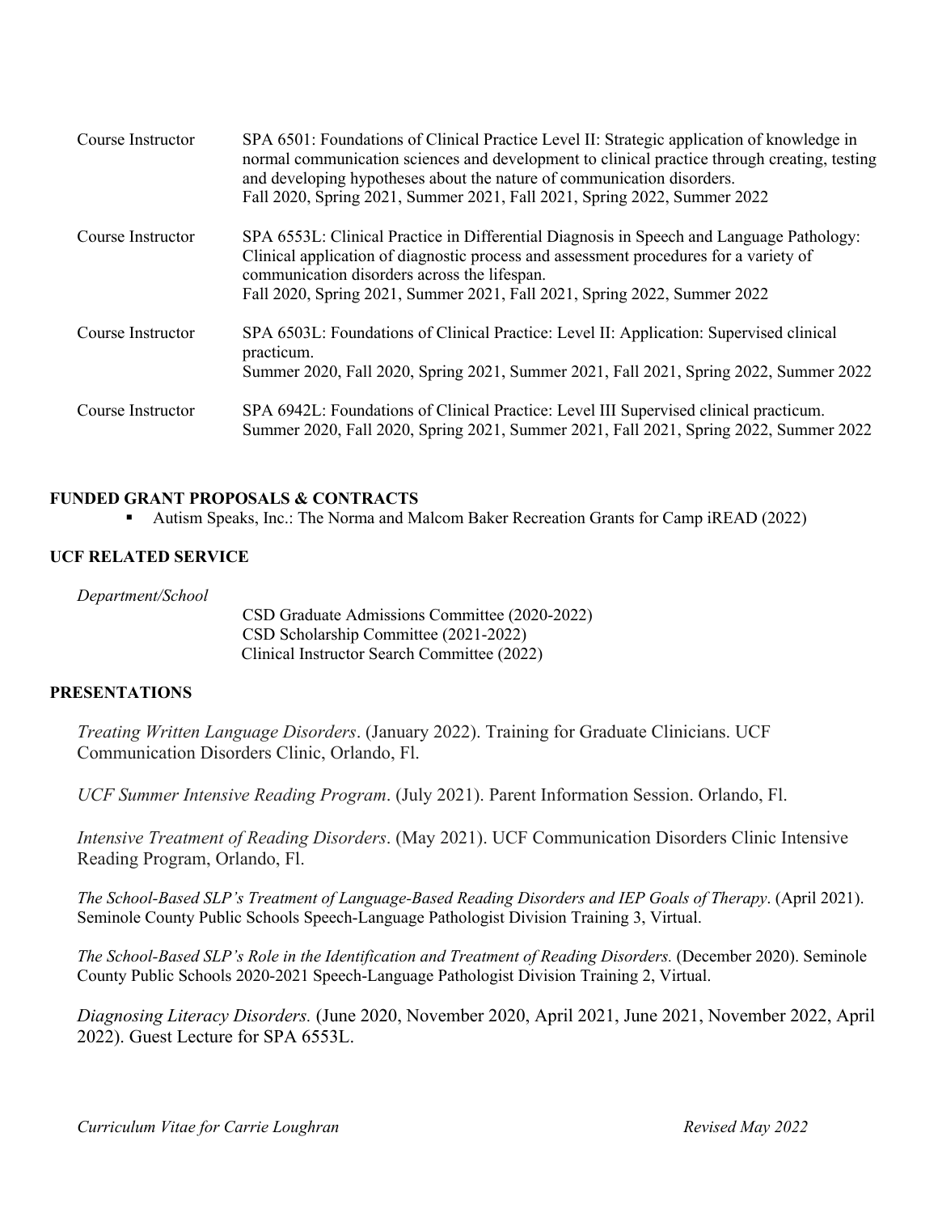| | |
|---|---|
| Course Instructor | SPA 6501: Foundations of Clinical Practice Level II: Strategic application of knowledge in normal communication sciences and development to clinical practice through creating, testing and developing hypotheses about the nature of communication disorders.<br>Fall 2020, Spring 2021, Summer 2021, Fall 2021, Spring 2022, Summer 2022 |
| Course Instructor | SPA 6553L: Clinical Practice in Differential Diagnosis in Speech and Language Pathology: Clinical application of diagnostic process and assessment procedures for a variety of communication disorders across the lifespan.<br>Fall 2020, Spring 2021, Summer 2021, Fall 2021, Spring 2022, Summer 2022 |
| Course Instructor | SPA 6503L: Foundations of Clinical Practice: Level II: Application: Supervised clinical practicum.<br>Summer 2020, Fall 2020, Spring 2021, Summer 2021, Fall 2021, Spring 2022, Summer 2022 |
| Course Instructor | SPA 6942L: Foundations of Clinical Practice: Level III Supervised clinical practicum.<br>Summer 2020, Fall 2020, Spring 2021, Summer 2021, Fall 2021, Spring 2022, Summer 2022 |

**FUNDED GRANT PROPOSALS & CONTRACTS**

- Autism Speaks, Inc.: The Norma and Malcom Baker Recreation Grants for Camp iREAD (2022)

**UCF RELATED SERVICE**

*Department/School*

CSD Graduate Admissions Committee (2020-2022)
CSD Scholarship Committee (2021-2022)
Clinical Instructor Search Committee (2022)

**PRESENTATIONS**

*Treating Written Language Disorders*. (January 2022). Training for Graduate Clinicians. UCF Communication Disorders Clinic, Orlando, Fl.

*UCF Summer Intensive Reading Program*. (July 2021). Parent Information Session. Orlando, Fl.

*Intensive Treatment of Reading Disorders*. (May 2021). UCF Communication Disorders Clinic Intensive Reading Program, Orlando, Fl.

*The School-Based SLP's Treatment of Language-Based Reading Disorders and IEP Goals of Therapy*. (April 2021). Seminole County Public Schools Speech-Language Pathologist Division Training 3, Virtual.

*The School-Based SLP's Role in the Identification and Treatment of Reading Disorders.* (December 2020). Seminole County Public Schools 2020-2021 Speech-Language Pathologist Division Training 2, Virtual.

*Diagnosing Literacy Disorders.* (June 2020, November 2020, April 2021, June 2021, November 2022, April 2022). Guest Lecture for SPA 6553L.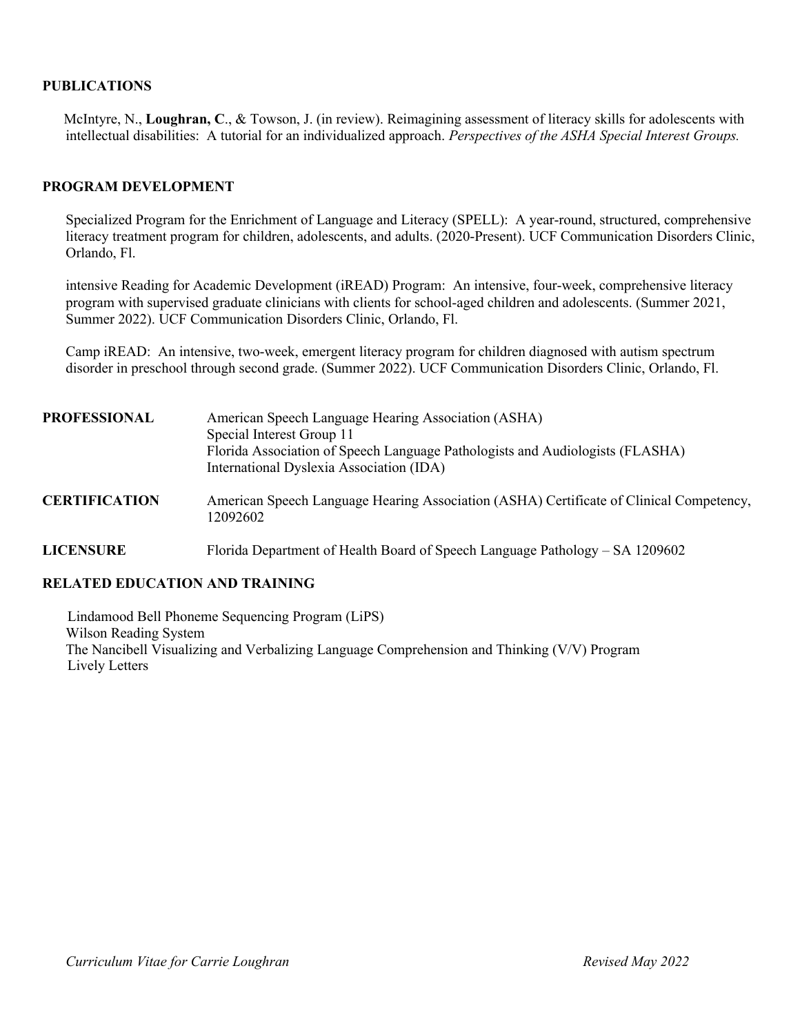## PUBLICATIONS

McIntyre, N., **Loughran, C**., & Towson, J. (in review). Reimagining assessment of literacy skills for adolescents with intellectual disabilities: A tutorial for an individualized approach. *Perspectives of the ASHA Special Interest Groups.*

## PROGRAM DEVELOPMENT

Specialized Program for the Enrichment of Language and Literacy (SPELL): A year-round, structured, comprehensive literacy treatment program for children, adolescents, and adults. (2020-Present). UCF Communication Disorders Clinic, Orlando, Fl.

intensive Reading for Academic Development (iREAD) Program: An intensive, four-week, comprehensive literacy program with supervised graduate clinicians with clients for school-aged children and adolescents. (Summer 2021, Summer 2022). UCF Communication Disorders Clinic, Orlando, Fl.

Camp iREAD: An intensive, two-week, emergent literacy program for children diagnosed with autism spectrum disorder in preschool through second grade. (Summer 2022). UCF Communication Disorders Clinic, Orlando, Fl.

## PROFESSIONAL

American Speech Language Hearing Association (ASHA)
Special Interest Group 11
Florida Association of Speech Language Pathologists and Audiologists (FLASHA)
International Dyslexia Association (IDA)

## CERTIFICATION

American Speech Language Hearing Association (ASHA) Certificate of Clinical Competency, 12092602

## LICENSURE

Florida Department of Health Board of Speech Language Pathology – SA 1209602

## RELATED EDUCATION AND TRAINING

Lindamood Bell Phoneme Sequencing Program (LiPS)
Wilson Reading System
The Nancibell Visualizing and Verbalizing Language Comprehension and Thinking (V/V) Program
Lively Letters